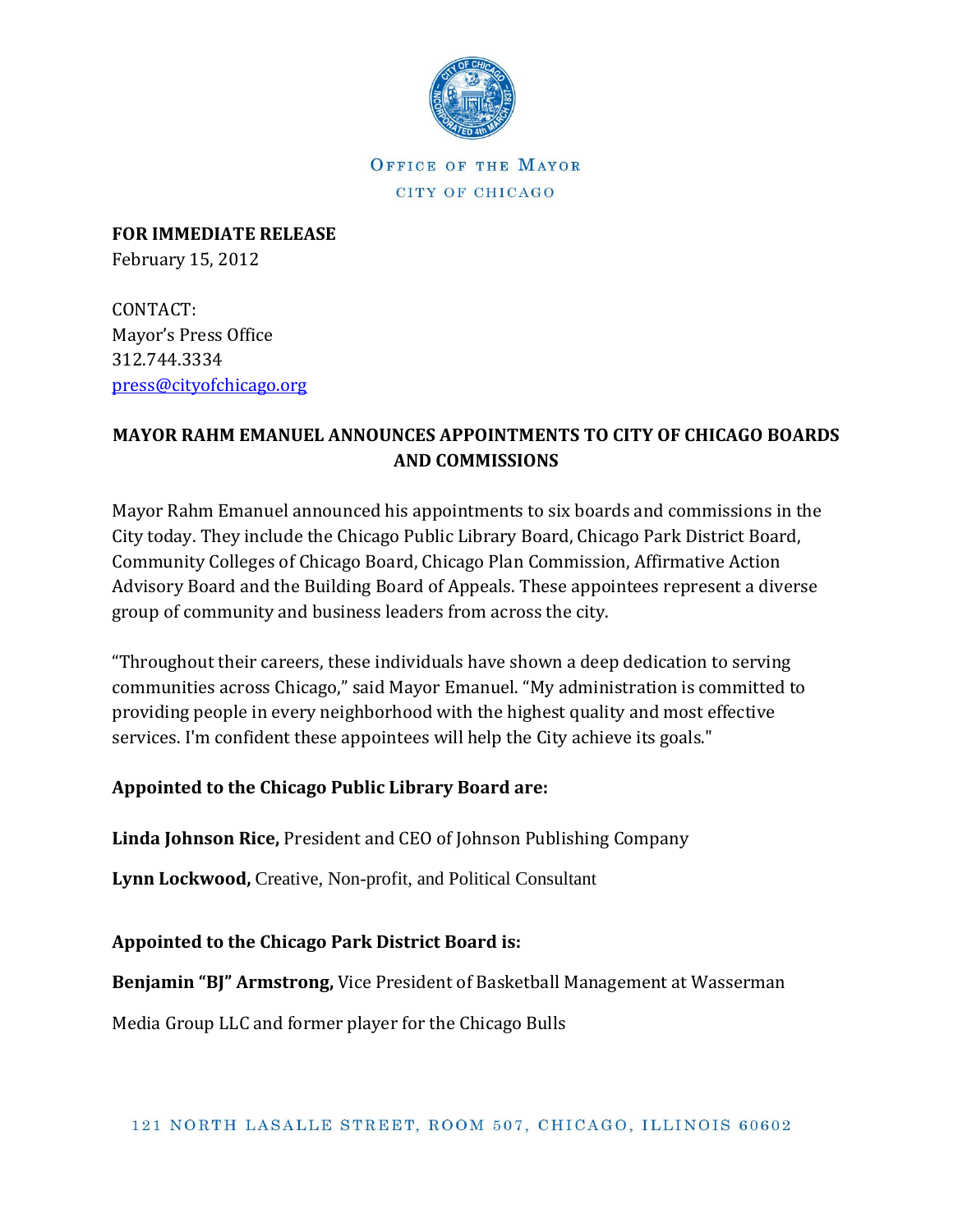OFFICE OF THE MAYOR
CITY OF CHICAGO

**FOR IMMEDIATE RELEASE**
February 15, 2012

CONTACT:
Mayor's Press Office
312.744.3334
press@cityofchicago.org

## MAYOR RAHM EMANUEL ANNOUNCES APPOINTMENTS TO CITY OF CHICAGO BOARDS AND COMMISSIONS

Mayor Rahm Emanuel announced his appointments to six boards and commissions in the City today. They include the Chicago Public Library Board, Chicago Park District Board, Community Colleges of Chicago Board, Chicago Plan Commission, Affirmative Action Advisory Board and the Building Board of Appeals. These appointees represent a diverse group of community and business leaders from across the city.

"Throughout their careers, these individuals have shown a deep dedication to serving communities across Chicago," said Mayor Emanuel. "My administration is committed to providing people in every neighborhood with the highest quality and most effective services. I'm confident these appointees will help the City achieve its goals."

**Appointed to the Chicago Public Library Board are:**

**Linda Johnson Rice,** President and CEO of Johnson Publishing Company

**Lynn Lockwood,** Creative, Non-profit, and Political Consultant

**Appointed to the Chicago Park District Board is:**

**Benjamin "BJ" Armstrong,** Vice President of Basketball Management at Wasserman Media Group LLC and former player for the Chicago Bulls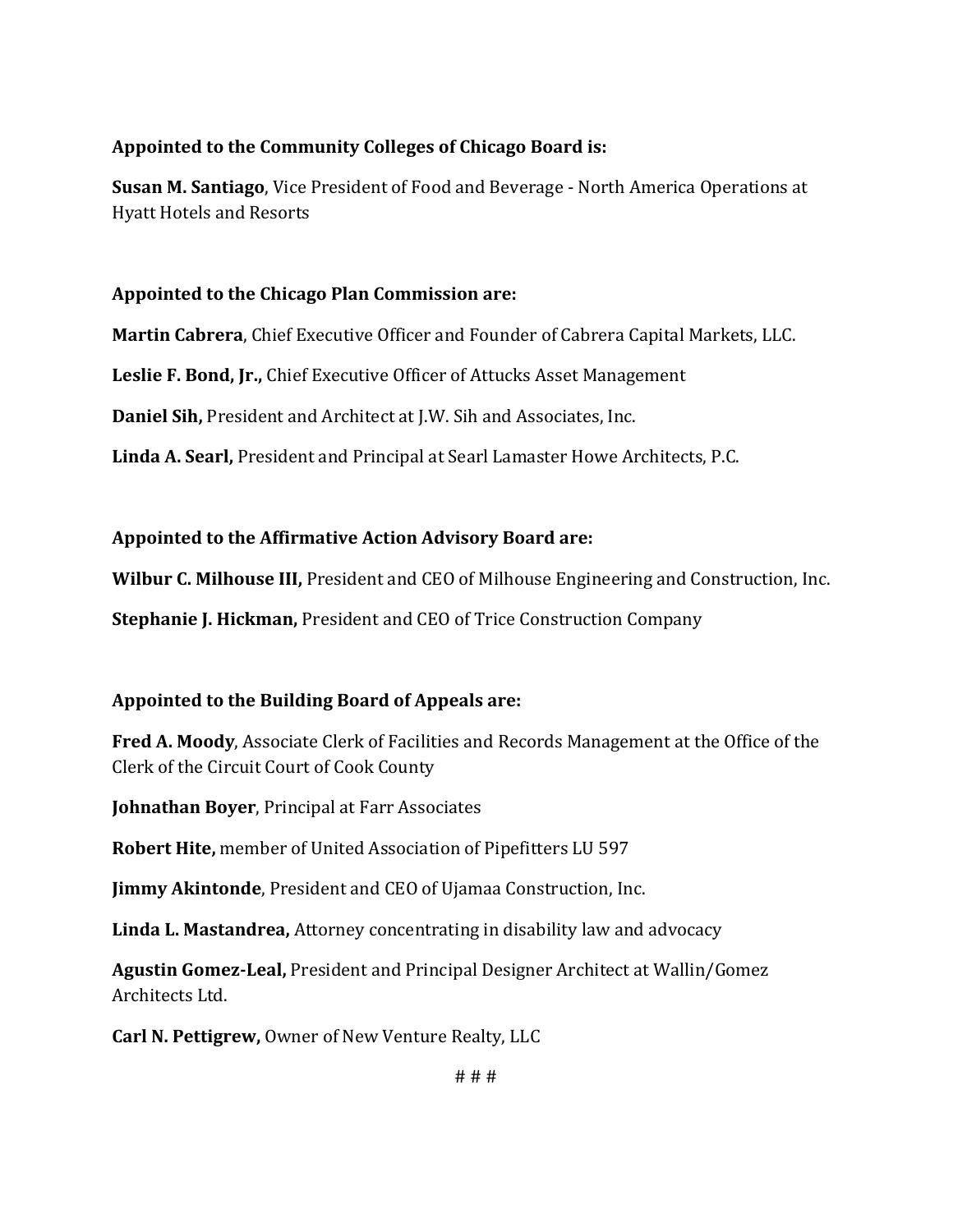**Appointed to the Community Colleges of Chicago Board is:**

**Susan M. Santiago**, Vice President of Food and Beverage - North America Operations at Hyatt Hotels and Resorts

**Appointed to the Chicago Plan Commission are:**

**Martin Cabrera**, Chief Executive Officer and Founder of Cabrera Capital Markets, LLC.

**Leslie F. Bond, Jr.,** Chief Executive Officer of Attucks Asset Management

**Daniel Sih,** President and Architect at J.W. Sih and Associates, Inc.

**Linda A. Searl,** President and Principal at Searl Lamaster Howe Architects, P.C.

**Appointed to the Affirmative Action Advisory Board are:**

**Wilbur C. Milhouse III,** President and CEO of Milhouse Engineering and Construction, Inc.

**Stephanie J. Hickman,** President and CEO of Trice Construction Company

**Appointed to the Building Board of Appeals are:**

**Fred A. Moody**, Associate Clerk of Facilities and Records Management at the Office of the Clerk of the Circuit Court of Cook County

**Johnathan Boyer**, Principal at Farr Associates

**Robert Hite,** member of United Association of Pipefitters LU 597

**Jimmy Akintonde**, President and CEO of Ujamaa Construction, Inc.

**Linda L. Mastandrea,** Attorney concentrating in disability law and advocacy

**Agustin Gomez-Leal,** President and Principal Designer Architect at Wallin/Gomez Architects Ltd.

**Carl N. Pettigrew,** Owner of New Venture Realty, LLC

# # #